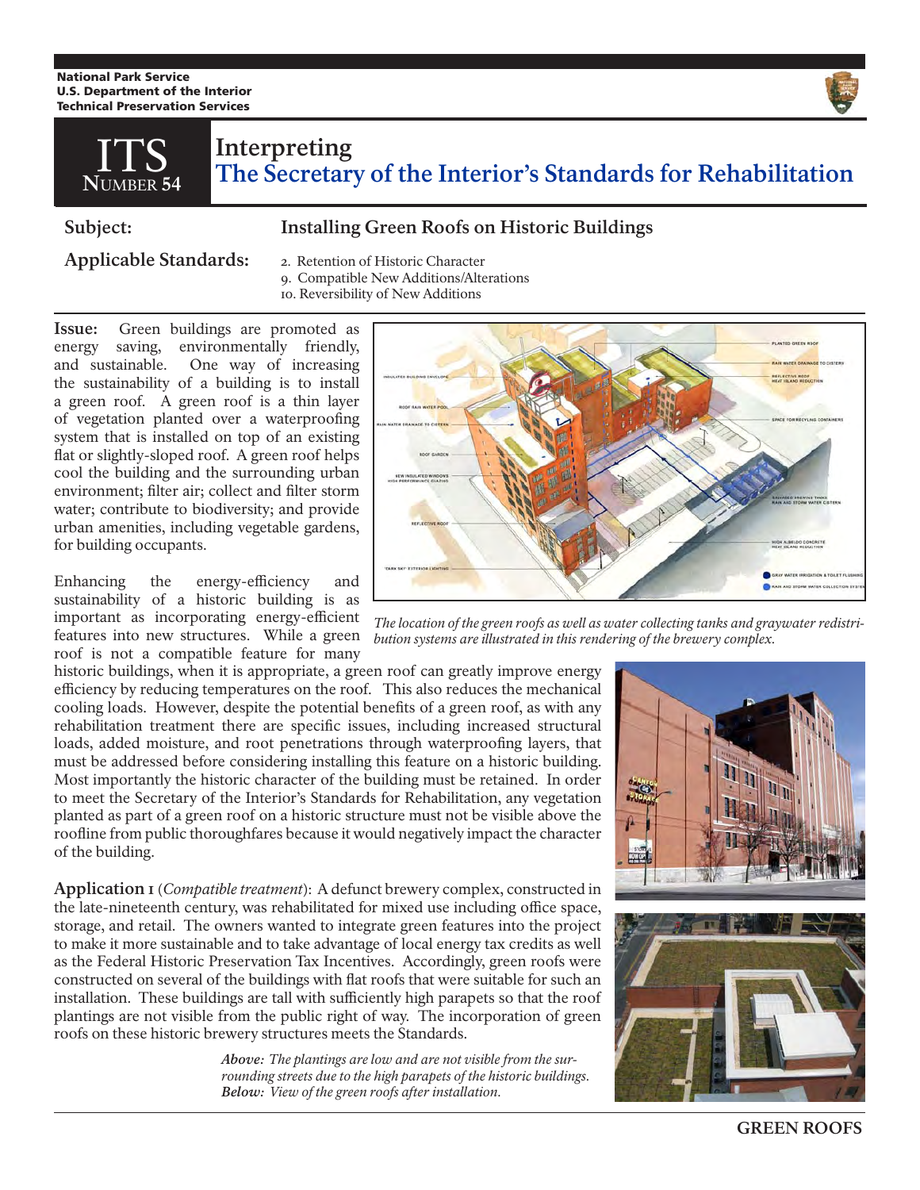National Park Service
U.S. Department of the Interior
Technical Preservation Services

# ITS Number 54

# Interpreting The Secretary of the Interior's Standards for Rehabilitation

**Subject:** Installing Green Roofs on Historic Buildings

**Applicable Standards:**
2. Retention of Historic Character
9. Compatible New Additions/Alterations
10. Reversibility of New Additions

**Issue:** Green buildings are promoted as energy saving, environmentally friendly, and sustainable. One way of increasing the sustainability of a building is to install a green roof. A green roof is a thin layer of vegetation planted over a waterproofing system that is installed on top of an existing flat or slightly-sloped roof. A green roof helps cool the building and the surrounding urban environment; filter air; collect and filter storm water; contribute to biodiversity; and provide urban amenities, including vegetable gardens, for building occupants.

*The location of the green roofs as well as water collecting tanks and graywater redistribution systems are illustrated in this rendering of the brewery complex.*

Enhancing the energy-efficiency and sustainability of a historic building is as important as incorporating energy-efficient features into new structures. While a green roof is not a compatible feature for many historic buildings, when it is appropriate, a green roof can greatly improve energy efficiency by reducing temperatures on the roof. This also reduces the mechanical cooling loads. However, despite the potential benefits of a green roof, as with any rehabilitation treatment there are specific issues, including increased structural loads, added moisture, and root penetrations through waterproofing layers, that must be addressed before considering installing this feature on a historic building. Most importantly the historic character of the building must be retained. In order to meet the Secretary of the Interior's Standards for Rehabilitation, any vegetation planted as part of a green roof on a historic structure must not be visible above the roofline from public thoroughfares because it would negatively impact the character of the building.

**Application 1** (*Compatible treatment*): A defunct brewery complex, constructed in the late-nineteenth century, was rehabilitated for mixed use including office space, storage, and retail. The owners wanted to integrate green features into the project to make it more sustainable and to take advantage of local energy tax credits as well as the Federal Historic Preservation Tax Incentives. Accordingly, green roofs were constructed on several of the buildings with flat roofs that were suitable for such an installation. These buildings are tall with sufficiently high parapets so that the roof plantings are not visible from the public right of way. The incorporation of green roofs on these historic brewery structures meets the Standards.

***Above:*** *The plantings are low and are not visible from the surrounding streets due to the high parapets of the historic buildings.* ***Below:*** *View of the green roofs after installation.*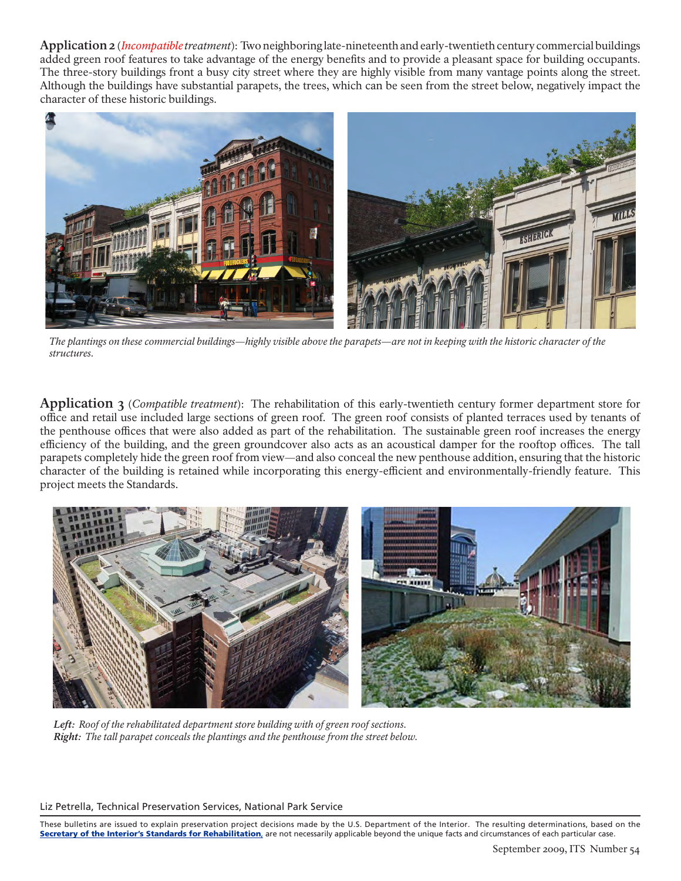**Application 2** (*Incompatible treatment*): Two neighboring late-nineteenth and early-twentieth century commercial buildings added green roof features to take advantage of the energy benefits and to provide a pleasant space for building occupants. The three-story buildings front a busy city street where they are highly visible from many vantage points along the street. Although the buildings have substantial parapets, the trees, which can be seen from the street below, negatively impact the character of these historic buildings.

*The plantings on these commercial buildings—highly visible above the parapets—are not in keeping with the historic character of the structures.*

**Application 3** (*Compatible treatment*): The rehabilitation of this early-twentieth century former department store for office and retail use included large sections of green roof. The green roof consists of planted terraces used by tenants of the penthouse offices that were also added as part of the rehabilitation. The sustainable green roof increases the energy efficiency of the building, and the green groundcover also acts as an acoustical damper for the rooftop offices. The tall parapets completely hide the green roof from view—and also conceal the new penthouse addition, ensuring that the historic character of the building is retained while incorporating this energy-efficient and environmentally-friendly feature. This project meets the Standards.

***Left:*** *Roof of the rehabilitated department store building with of green roof sections.*
***Right:*** *The tall parapet conceals the plantings and the penthouse from the street below.*

Liz Petrella, Technical Preservation Services, National Park Service

These bulletins are issued to explain preservation project decisions made by the U.S. Department of the Interior. The resulting determinations, based on the **Secretary of the Interior's Standards for Rehabilitation**, are not necessarily applicable beyond the unique facts and circumstances of each particular case.

September 2009, ITS Number 54